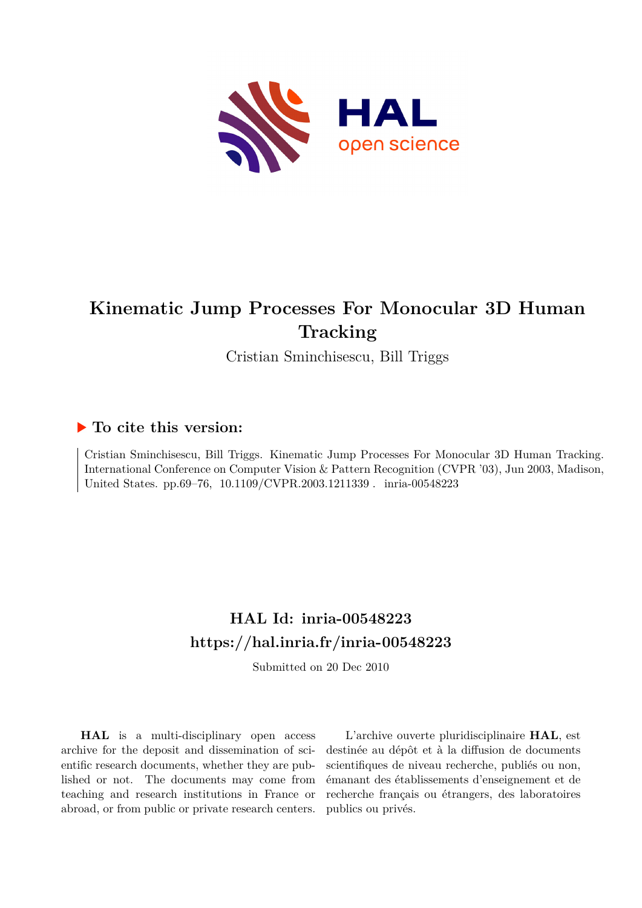# Kinematic Jump Processes For Monocular 3D Human Tracking

Cristian Sminchisescu, Bill Triggs

## ▶ To cite this version:

Cristian Sminchisescu, Bill Triggs. Kinematic Jump Processes For Monocular 3D Human Tracking. International Conference on Computer Vision & Pattern Recognition (CVPR '03), Jun 2003, Madison, United States. pp.69–76, 10.1109/CVPR.2003.1211339 . inria-00548223

## HAL Id: inria-00548223

## https://hal.inria.fr/inria-00548223

Submitted on 20 Dec 2010

**HAL** is a multi-disciplinary open access archive for the deposit and dissemination of scientific research documents, whether they are published or not. The documents may come from teaching and research institutions in France or abroad, or from public or private research centers.

L'archive ouverte pluridisciplinaire **HAL**, est destinée au dépôt et à la diffusion de documents scientifiques de niveau recherche, publiés ou non, émanant des établissements d'enseignement et de recherche français ou étrangers, des laboratoires publics ou privés.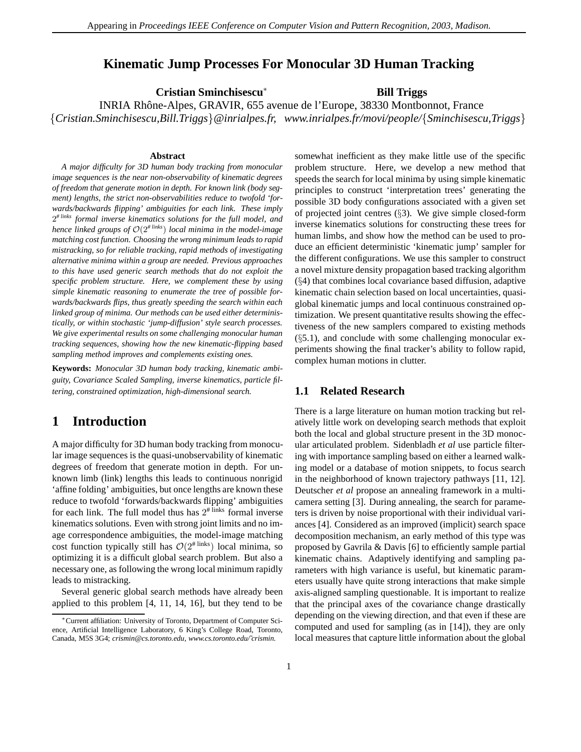# Kinematic Jump Processes For Monocular 3D Human Tracking

**Cristian Sminchisescu*** **Bill Triggs**

INRIA Rhône-Alpes, GRAVIR, 655 avenue de l'Europe, 38330 Montbonnot, France

{*Cristian.Sminchisescu,Bill.Triggs*}*@inrialpes.fr,* *www.inrialpes.fr/movi/people/*{*Sminchisescu,Triggs*}

### Abstract

*A major difficulty for 3D human body tracking from monocular image sequences is the near non-observability of kinematic degrees of freedom that generate motion in depth. For known link (body segment) lengths, the strict non-observabilities reduce to twofold 'forwards/backwards flipping' ambiguities for each link. These imply $2^{\#\,links}$ formal inverse kinematics solutions for the full model, and hence linked groups of $\mathcal{O}(2^{\#\,links})$ local minima in the model-image matching cost function. Choosing the wrong minimum leads to rapid mistracking, so for reliable tracking, rapid methods of investigating alternative minima within a group are needed. Previous approaches to this have used generic search methods that do not exploit the specific problem structure. Here, we complement these by using simple kinematic reasoning to enumerate the tree of possible forwards/backwards flips, thus greatly speeding the search within each linked group of minima. Our methods can be used either deterministically, or within stochastic 'jump-diffusion' style search processes. We give experimental results on some challenging monocular human tracking sequences, showing how the new kinematic-flipping based sampling method improves and complements existing ones.*

**Keywords:** *Monocular 3D human body tracking, kinematic ambiguity, Covariance Scaled Sampling, inverse kinematics, particle filtering, constrained optimization, high-dimensional search.*

## 1 Introduction

A major difficulty for 3D human body tracking from monocular image sequences is the quasi-unobservability of kinematic degrees of freedom that generate motion in depth. For unknown limb (link) lengths this leads to continuous nonrigid 'affine folding' ambiguities, but once lengths are known these reduce to twofold 'forwards/backwards flipping' ambiguities for each link. The full model thus has $2^{\#\,\text{links}}$ formal inverse kinematics solutions. Even with strong joint limits and no image correspondence ambiguities, the model-image matching cost function typically still has $\mathcal{O}(2^{\#\,\text{links}})$ local minima, so optimizing it is a difficult global search problem. But also a necessary one, as following the wrong local minimum rapidly leads to mistracking.

Several generic global search methods have already been applied to this problem [4, 11, 14, 16], but they tend to be somewhat inefficient as they make little use of the specific problem structure. Here, we develop a new method that speeds the search for local minima by using simple kinematic principles to construct 'interpretation trees' generating the possible 3D body configurations associated with a given set of projected joint centres (§3). We give simple closed-form inverse kinematics solutions for constructing these trees for human limbs, and show how the method can be used to produce an efficient deterministic 'kinematic jump' sampler for the different configurations. We use this sampler to construct a novel mixture density propagation based tracking algorithm (§4) that combines local covariance based diffusion, adaptive kinematic chain selection based on local uncertainties, quasi-global kinematic jumps and local continuous constrained optimization. We present quantitative results showing the effectiveness of the new samplers compared to existing methods (§5.1), and conclude with some challenging monocular experiments showing the final tracker's ability to follow rapid, complex human motions in clutter.

### 1.1 Related Research

There is a large literature on human motion tracking but relatively little work on developing search methods that exploit both the local and global structure present in the 3D monocular articulated problem. Sidenbladh *et al* use particle filtering with importance sampling based on either a learned walking model or a database of motion snippets, to focus search in the neighborhood of known trajectory pathways [11, 12]. Deutscher *et al* propose an annealing framework in a multi-camera setting [3]. During annealing, the search for parameters is driven by noise proportional with their individual variances [4]. Considered as an improved (implicit) search space decomposition mechanism, an early method of this type was proposed by Gavrila & Davis [6] to efficiently sample partial kinematic chains. Adaptively identifying and sampling parameters with high variance is useful, but kinematic parameters usually have quite strong interactions that make simple axis-aligned sampling questionable. It is important to realize that the principal axes of the covariance change drastically depending on the viewing direction, and that even if these are computed and used for sampling (as in [14]), they are only local measures that capture little information about the global

*Current affiliation: University of Toronto, Department of Computer Science, Artificial Intelligence Laboratory, 6 King's College Road, Toronto, Canada, M5S 3G4; *crismin@cs.toronto.edu*, *www.cs.toronto.edu/~crismin.*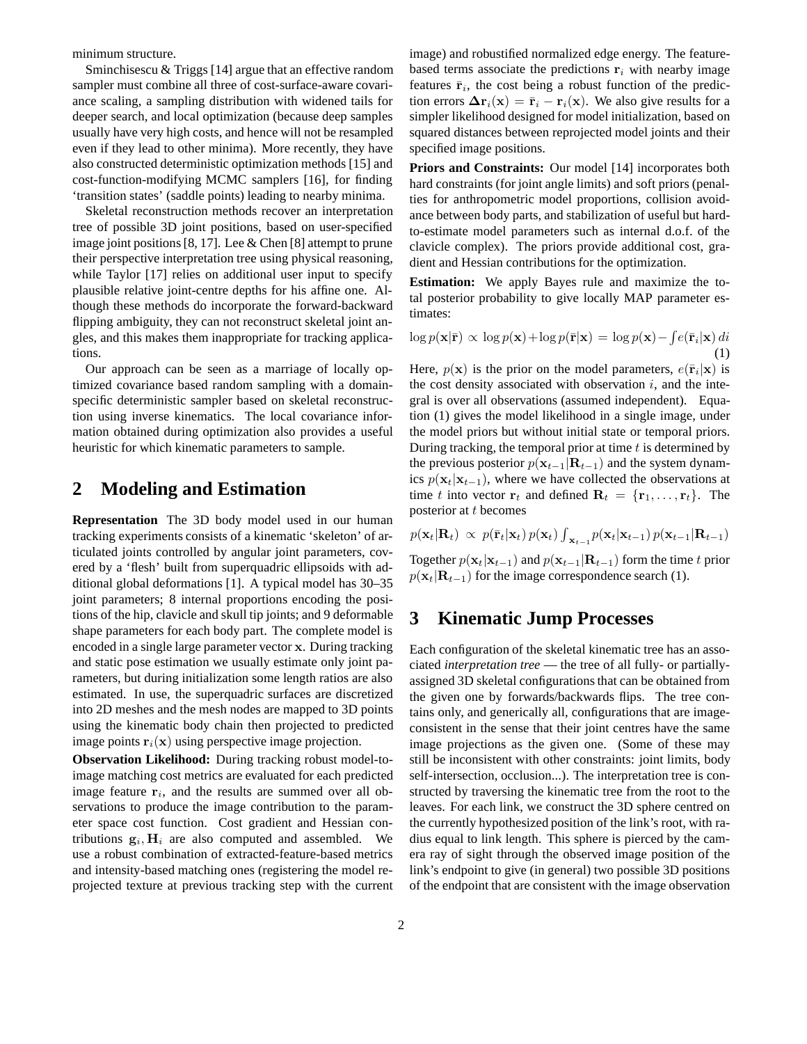minimum structure.

Sminchisescu & Triggs [14] argue that an effective random sampler must combine all three of cost-surface-aware covariance scaling, a sampling distribution with widened tails for deeper search, and local optimization (because deep samples usually have very high costs, and hence will not be resampled even if they lead to other minima). More recently, they have also constructed deterministic optimization methods [15] and cost-function-modifying MCMC samplers [16], for finding 'transition states' (saddle points) leading to nearby minima.

Skeletal reconstruction methods recover an interpretation tree of possible 3D joint positions, based on user-specified image joint positions [8, 17]. Lee & Chen [8] attempt to prune their perspective interpretation tree using physical reasoning, while Taylor [17] relies on additional user input to specify plausible relative joint-centre depths for his affine one. Although these methods do incorporate the forward-backward flipping ambiguity, they can not reconstruct skeletal joint angles, and this makes them inappropriate for tracking applications.

Our approach can be seen as a marriage of locally optimized covariance based random sampling with a domain-specific deterministic sampler based on skeletal reconstruction using inverse kinematics. The local covariance information obtained during optimization also provides a useful heuristic for which kinematic parameters to sample.

## 2 Modeling and Estimation

**Representation** The 3D body model used in our human tracking experiments consists of a kinematic 'skeleton' of articulated joints controlled by angular joint parameters, covered by a 'flesh' built from superquadric ellipsoids with additional global deformations [1]. A typical model has 30–35 joint parameters; 8 internal proportions encoding the positions of the hip, clavicle and skull tip joints; and 9 deformable shape parameters for each body part. The complete model is encoded in a single large parameter vector $\mathbf{x}$. During tracking and static pose estimation we usually estimate only joint parameters, but during initialization some length ratios are also estimated. In use, the superquadric surfaces are discretized into 2D meshes and the mesh nodes are mapped to 3D points using the kinematic body chain then projected to predicted image points $\mathbf{r}_i(\mathbf{x})$ using perspective image projection.

**Observation Likelihood:** During tracking robust model-to-image matching cost metrics are evaluated for each predicted image feature $\mathbf{r}_i$, and the results are summed over all observations to produce the image contribution to the parameter space cost function. Cost gradient and Hessian contributions $\mathbf{g}_i, \mathbf{H}_i$ are also computed and assembled. We use a robust combination of extracted-feature-based metrics and intensity-based matching ones (registering the model reprojected texture at previous tracking step with the current image) and robustified normalized edge energy. The feature-based terms associate the predictions $\mathbf{r}_i$ with nearby image features $\bar{\mathbf{r}}_i$, the cost being a robust function of the prediction errors $\Delta\mathbf{r}_i(\mathbf{x}) = \bar{\mathbf{r}}_i - \mathbf{r}_i(\mathbf{x})$. We also give results for a simpler likelihood designed for model initialization, based on squared distances between reprojected model joints and their specified image positions.

**Priors and Constraints:** Our model [14] incorporates both hard constraints (for joint angle limits) and soft priors (penalties for anthropometric model proportions, collision avoidance between body parts, and stabilization of useful but hard-to-estimate model parameters such as internal d.o.f. of the clavicle complex). The priors provide additional cost, gradient and Hessian contributions for the optimization.

**Estimation:** We apply Bayes rule and maximize the total posterior probability to give locally MAP parameter estimates:

$$\log p(\mathbf{x}|\bar{\mathbf{r}}) \propto \log p(\mathbf{x}) + \log p(\bar{\mathbf{r}}|\mathbf{x}) = \log p(\mathbf{x}) - \int e(\bar{\mathbf{r}}_i|\mathbf{x})\, di \tag{1}$$

Here, $p(\mathbf{x})$ is the prior on the model parameters, $e(\bar{\mathbf{r}}_i|\mathbf{x})$ is the cost density associated with observation $i$, and the integral is over all observations (assumed independent). Equation (1) gives the model likelihood in a single image, under the model priors but without initial state or temporal priors. During tracking, the temporal prior at time $t$ is determined by the previous posterior $p(\mathbf{x}_{t-1}|\mathbf{R}_{t-1})$ and the system dynamics $p(\mathbf{x}_t|\mathbf{x}_{t-1})$, where we have collected the observations at time $t$ into vector $\mathbf{r}_t$ and defined $\mathbf{R}_t = \{\mathbf{r}_1, \ldots, \mathbf{r}_t\}$. The posterior at $t$ becomes

$$p(\mathbf{x}_t|\mathbf{R}_t) \propto p(\bar{\mathbf{r}}_t|\mathbf{x}_t)\, p(\mathbf{x}_t) \int_{\mathbf{x}_{t-1}} p(\mathbf{x}_t|\mathbf{x}_{t-1})\, p(\mathbf{x}_{t-1}|\mathbf{R}_{t-1})$$

Together $p(\mathbf{x}_t|\mathbf{x}_{t-1})$ and $p(\mathbf{x}_{t-1}|\mathbf{R}_{t-1})$ form the time $t$ prior $p(\mathbf{x}_t|\mathbf{R}_{t-1})$ for the image correspondence search (1).

## 3 Kinematic Jump Processes

Each configuration of the skeletal kinematic tree has an associated *interpretation tree* — the tree of all fully- or partially-assigned 3D skeletal configurations that can be obtained from the given one by forwards/backwards flips. The tree contains only, and generically all, configurations that are image-consistent in the sense that their joint centres have the same image projections as the given one. (Some of these may still be inconsistent with other constraints: joint limits, body self-intersection, occlusion...). The interpretation tree is constructed by traversing the kinematic tree from the root to the leaves. For each link, we construct the 3D sphere centred on the currently hypothesized position of the link's root, with radius equal to link length. This sphere is pierced by the camera ray of sight through the observed image position of the link's endpoint to give (in general) two possible 3D positions of the endpoint that are consistent with the image observation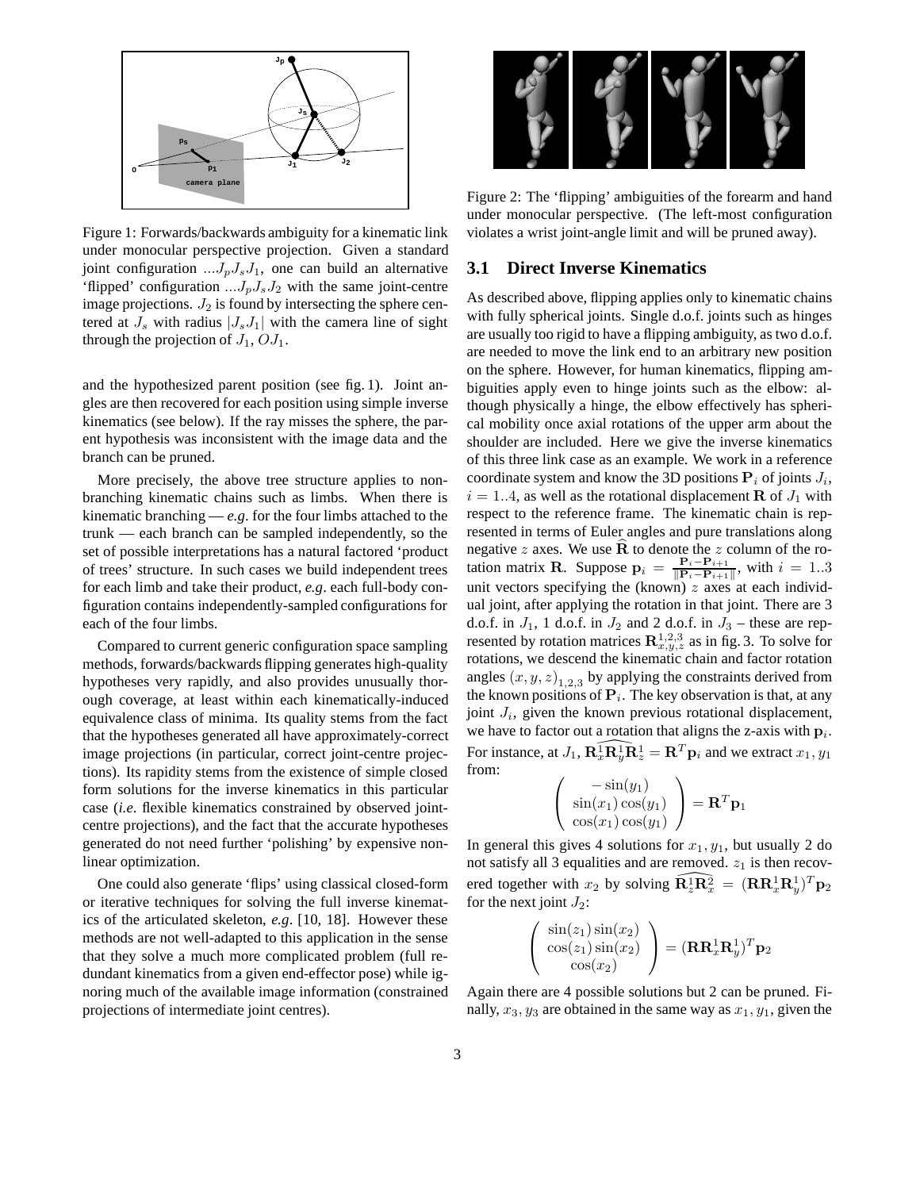Figure 1: Forwards/backwards ambiguity for a kinematic link under monocular perspective projection. Given a standard joint configuration $...J_p J_s J_1$, one can build an alternative 'flipped' configuration $...J_p J_s J_2$ with the same joint-centre image projections. $J_2$ is found by intersecting the sphere centered at $J_s$ with radius $|J_s J_1|$ with the camera line of sight through the projection of $J_1$, $OJ_1$.

and the hypothesized parent position (see fig. 1). Joint angles are then recovered for each position using simple inverse kinematics (see below). If the ray misses the sphere, the parent hypothesis was inconsistent with the image data and the branch can be pruned.

More precisely, the above tree structure applies to non-branching kinematic chains such as limbs. When there is kinematic branching — *e.g.* for the four limbs attached to the trunk — each branch can be sampled independently, so the set of possible interpretations has a natural factored 'product of trees' structure. In such cases we build independent trees for each limb and take their product, *e.g.* each full-body configuration contains independently-sampled configurations for each of the four limbs.

Compared to current generic configuration space sampling methods, forwards/backwards flipping generates high-quality hypotheses very rapidly, and also provides unusually thorough coverage, at least within each kinematically-induced equivalence class of minima. Its quality stems from the fact that the hypotheses generated all have approximately-correct image projections (in particular, correct joint-centre projections). Its rapidity stems from the existence of simple closed form solutions for the inverse kinematics in this particular case (*i.e.* flexible kinematics constrained by observed joint-centre projections), and the fact that the accurate hypotheses generated do not need further 'polishing' by expensive non-linear optimization.

One could also generate 'flips' using classical closed-form or iterative techniques for solving the full inverse kinematics of the articulated skeleton, *e.g.* [10, 18]. However these methods are not well-adapted to this application in the sense that they solve a much more complicated problem (full redundant kinematics from a given end-effector pose) while ignoring much of the available image information (constrained projections of intermediate joint centres).

Figure 2: The 'flipping' ambiguities of the forearm and hand under monocular perspective. (The left-most configuration violates a wrist joint-angle limit and will be pruned away).

## 3.1 Direct Inverse Kinematics

As described above, flipping applies only to kinematic chains with fully spherical joints. Single d.o.f. joints such as hinges are usually too rigid to have a flipping ambiguity, as two d.o.f. are needed to move the link end to an arbitrary new position on the sphere. However, for human kinematics, flipping ambiguities apply even to hinge joints such as the elbow: although physically a hinge, the elbow effectively has spherical mobility once axial rotations of the upper arm about the shoulder are included. Here we give the inverse kinematics of this three link case as an example. We work in a reference coordinate system and know the 3D positions $\mathbf{P}_i$ of joints $J_i$, $i = 1..4$, as well as the rotational displacement $\mathbf{R}$ of $J_1$ with respect to the reference frame. The kinematic chain is represented in terms of Euler angles and pure translations along negative $z$ axes. We use $\widehat{\mathbf{R}}$ to denote the $z$ column of the rotation matrix $\mathbf{R}$. Suppose $\mathbf{p}_i = \frac{\mathbf{P}_i - \mathbf{P}_{i+1}}{\|\mathbf{P}_i - \mathbf{P}_{i+1}\|}$, with $i = 1..3$ unit vectors specifying the (known) $z$ axes at each individual joint, after applying the rotation in that joint. There are 3 d.o.f. in $J_1$, 1 d.o.f. in $J_2$ and 2 d.o.f. in $J_3$ – these are represented by rotation matrices $\mathbf{R}^{1,2,3}_{x,y,z}$ as in fig. 3. To solve for rotations, we descend the kinematic chain and factor rotation angles $(x, y, z)_{1,2,3}$ by applying the constraints derived from the known positions of $\mathbf{P}_i$. The key observation is that, at any joint $J_i$, given the known previous rotational displacement, we have to factor out a rotation that aligns the z-axis with $\mathbf{p}_i$. For instance, at $J_1$, $\widehat{\mathbf{R}^1_x \mathbf{R}^1_y \mathbf{R}^1_z} = \mathbf{R}^T \mathbf{p}_i$ and we extract $x_1, y_1$ from:

$$\begin{pmatrix} -\sin(y_1) \\ \sin(x_1)\cos(y_1) \\ \cos(x_1)\cos(y_1) \end{pmatrix} = \mathbf{R}^T \mathbf{p}_1$$

In general this gives 4 solutions for $x_1, y_1$, but usually 2 do not satisfy all 3 equalities and are removed. $z_1$ is then recovered together with $x_2$ by solving $\widehat{\mathbf{R}^1_z \mathbf{R}^2_x} = (\mathbf{R}\mathbf{R}^1_x \mathbf{R}^1_y)^T \mathbf{p}_2$ for the next joint $J_2$:

$$\begin{pmatrix} \sin(z_1)\sin(x_2) \\ \cos(z_1)\sin(x_2) \\ \cos(x_2) \end{pmatrix} = (\mathbf{R}\mathbf{R}^1_x \mathbf{R}^1_y)^T \mathbf{p}_2$$

Again there are 4 possible solutions but 2 can be pruned. Finally, $x_3, y_3$ are obtained in the same way as $x_1, y_1$, given the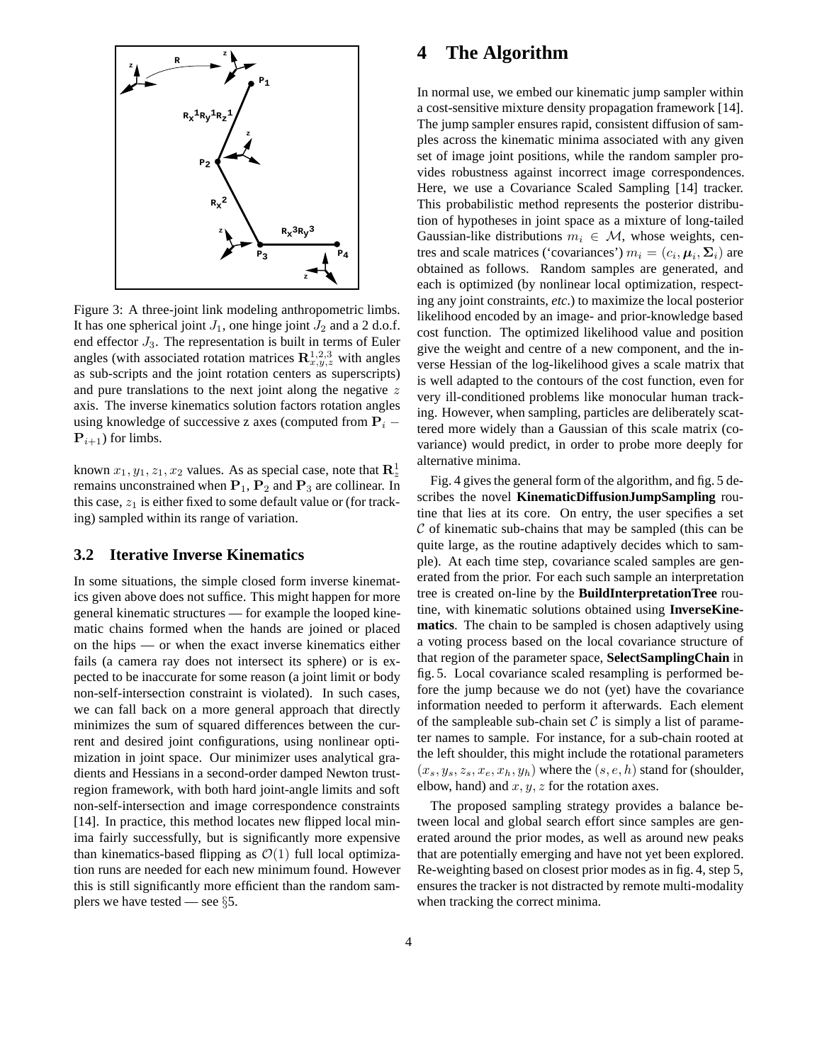Figure 3: A three-joint link modeling anthropometric limbs. It has one spherical joint $J_1$, one hinge joint $J_2$ and a 2 d.o.f. end effector $J_3$. The representation is built in terms of Euler angles (with associated rotation matrices $\mathbf{R}_{x,y,z}^{1,2,3}$ with angles as sub-scripts and the joint rotation centers as superscripts) and pure translations to the next joint along the negative $z$ axis. The inverse kinematics solution factors rotation angles using knowledge of successive z axes (computed from $\mathbf{P}_i - \mathbf{P}_{i+1}$) for limbs.

known $x_1, y_1, z_1, x_2$ values. As as special case, note that $\mathbf{R}_z^1$ remains unconstrained when $\mathbf{P}_1$, $\mathbf{P}_2$ and $\mathbf{P}_3$ are collinear. In this case, $z_1$ is either fixed to some default value or (for tracking) sampled within its range of variation.

### 3.2 Iterative Inverse Kinematics

In some situations, the simple closed form inverse kinematics given above does not suffice. This might happen for more general kinematic structures — for example the looped kinematic chains formed when the hands are joined or placed on the hips — or when the exact inverse kinematics either fails (a camera ray does not intersect its sphere) or is expected to be inaccurate for some reason (a joint limit or body non-self-intersection constraint is violated). In such cases, we can fall back on a more general approach that directly minimizes the sum of squared differences between the current and desired joint configurations, using nonlinear optimization in joint space. Our minimizer uses analytical gradients and Hessians in a second-order damped Newton trust-region framework, with both hard joint-angle limits and soft non-self-intersection and image correspondence constraints [14]. In practice, this method locates new flipped local minima fairly successfully, but is significantly more expensive than kinematics-based flipping as $\mathcal{O}(1)$ full local optimization runs are needed for each new minimum found. However this is still significantly more efficient than the random samplers we have tested — see §5.

# 4 The Algorithm

In normal use, we embed our kinematic jump sampler within a cost-sensitive mixture density propagation framework [14]. The jump sampler ensures rapid, consistent diffusion of samples across the kinematic minima associated with any given set of image joint positions, while the random sampler provides robustness against incorrect image correspondences. Here, we use a Covariance Scaled Sampling [14] tracker. This probabilistic method represents the posterior distribution of hypotheses in joint space as a mixture of long-tailed Gaussian-like distributions $m_i \in \mathcal{M}$, whose weights, centres and scale matrices ('covariances') $m_i = (c_i, \boldsymbol{\mu}_i, \boldsymbol{\Sigma}_i)$ are obtained as follows. Random samples are generated, and each is optimized (by nonlinear local optimization, respecting any joint constraints, *etc.*) to maximize the local posterior likelihood encoded by an image- and prior-knowledge based cost function. The optimized likelihood value and position give the weight and centre of a new component, and the inverse Hessian of the log-likelihood gives a scale matrix that is well adapted to the contours of the cost function, even for very ill-conditioned problems like monocular human tracking. However, when sampling, particles are deliberately scattered more widely than a Gaussian of this scale matrix (covariance) would predict, in order to probe more deeply for alternative minima.

Fig. 4 gives the general form of the algorithm, and fig. 5 describes the novel **KinematicDiffusionJumpSampling** routine that lies at its core. On entry, the user specifies a set $\mathcal{C}$ of kinematic sub-chains that may be sampled (this can be quite large, as the routine adaptively decides which to sample). At each time step, covariance scaled samples are generated from the prior. For each such sample an interpretation tree is created on-line by the **BuildInterpretationTree** routine, with kinematic solutions obtained using **InverseKinematics**. The chain to be sampled is chosen adaptively using a voting process based on the local covariance structure of that region of the parameter space, **SelectSamplingChain** in fig. 5. Local covariance scaled resampling is performed before the jump because we do not (yet) have the covariance information needed to perform it afterwards. Each element of the sampleable sub-chain set $\mathcal{C}$ is simply a list of parameter names to sample. For instance, for a sub-chain rooted at the left shoulder, this might include the rotational parameters $(x_s, y_s, z_s, x_e, x_h, y_h)$ where the $(s, e, h)$ stand for (shoulder, elbow, hand) and $x, y, z$ for the rotation axes.

The proposed sampling strategy provides a balance between local and global search effort since samples are generated around the prior modes, as well as around new peaks that are potentially emerging and have not yet been explored. Re-weighting based on closest prior modes as in fig. 4, step 5, ensures the tracker is not distracted by remote multi-modality when tracking the correct minima.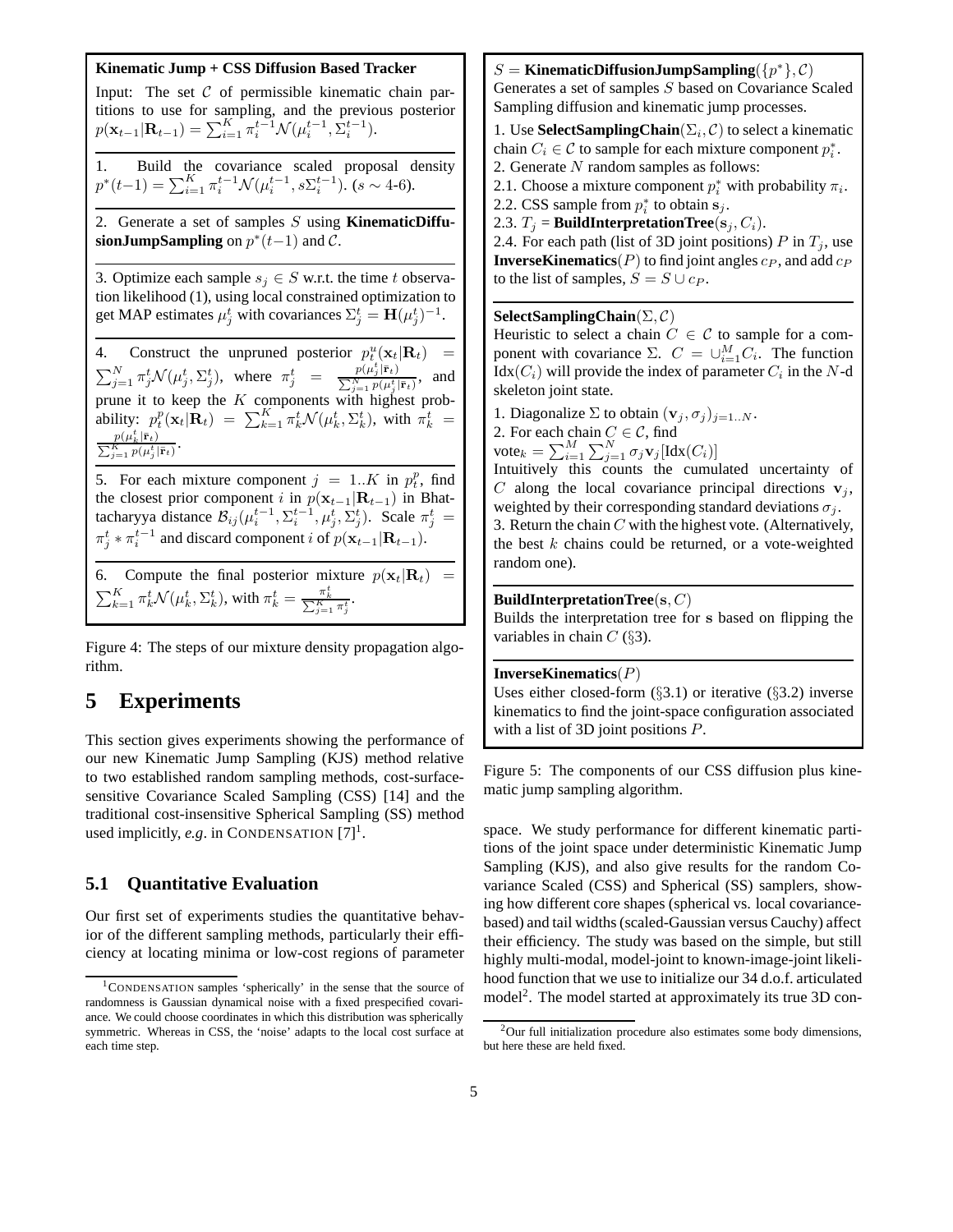**Kinematic Jump + CSS Diffusion Based Tracker**

Input: The set $\mathcal{C}$ of permissible kinematic chain partitions to use for sampling, and the previous posterior $p(\mathbf{x}_{t-1}|\mathbf{R}_{t-1}) = \sum_{i=1}^{K} \pi_i^{t-1} \mathcal{N}(\mu_i^{t-1}, \Sigma_i^{t-1})$.

1. Build the covariance scaled proposal density $p^*(t-1) = \sum_{i=1}^{K} \pi_i^{t-1} \mathcal{N}(\mu_i^{t-1}, s\Sigma_i^{t-1})$. ($s \sim$ 4-6).

2. Generate a set of samples $S$ using **KinematicDiffusionJumpSampling** on $p^*(t-1)$ and $\mathcal{C}$.

3. Optimize each sample $s_j \in S$ w.r.t. the time $t$ observation likelihood (1), using local constrained optimization to get MAP estimates $\mu_j^t$ with covariances $\Sigma_j^t = \mathbf{H}(\mu_j^t)^{-1}$.

4. Construct the unpruned posterior $p_t^u(\mathbf{x}_t|\mathbf{R}_t) = \sum_{j=1}^{N} \pi_j^t \mathcal{N}(\mu_j^t, \Sigma_j^t)$, where $\pi_j^t = \frac{p(\mu_j^t|\bar{\mathbf{r}}_t)}{\sum_{j=1}^{N} p(\mu_j^t|\bar{\mathbf{r}}_t)}$, and prune it to keep the $K$ components with highest probability: $p_t^p(\mathbf{x}_t|\mathbf{R}_t) = \sum_{k=1}^{K} \pi_k^t \mathcal{N}(\mu_k^t, \Sigma_k^t)$, with $\pi_k^t = \frac{p(\mu_k^t|\bar{\mathbf{r}}_t)}{\sum_{j=1}^{K} p(\mu_j^t|\bar{\mathbf{r}}_t)}$.

5. For each mixture component $j = 1..K$ in $p_t^p$, find the closest prior component $i$ in $p(\mathbf{x}_{t-1}|\mathbf{R}_{t-1})$ in Bhattacharyya distance $\mathcal{B}_{ij}(\mu_i^{t-1}, \Sigma_i^{t-1}, \mu_j^t, \Sigma_j^t)$. Scale $\pi_j^t = \pi_j^t * \pi_i^{t-1}$ and discard component $i$ of $p(\mathbf{x}_{t-1}|\mathbf{R}_{t-1})$.

6. Compute the final posterior mixture $p(\mathbf{x}_t|\mathbf{R}_t) = \sum_{k=1}^{K} \pi_k^t \mathcal{N}(\mu_k^t, \Sigma_k^t)$, with $\pi_k^t = \frac{\pi_k^t}{\sum_{j=1}^{K} \pi_j^t}$.

Figure 4: The steps of our mixture density propagation algorithm.

$S$ = **KinematicDiffusionJumpSampling**($\{p^*\}, \mathcal{C}$)

Generates a set of samples $S$ based on Covariance Scaled Sampling diffusion and kinematic jump processes.

1. Use **SelectSamplingChain**($\Sigma_i, \mathcal{C}$) to select a kinematic chain $C_i \in \mathcal{C}$ to sample for each mixture component $p_i^*$.
2. Generate $N$ random samples as follows:
2.1. Choose a mixture component $p_i^*$ with probability $\pi_i$.
2.2. CSS sample from $p_i^*$ to obtain $\mathbf{s}_j$.
2.3. $T_j$ = **BuildInterpretationTree**($\mathbf{s}_j, C_i$).
2.4. For each path (list of 3D joint positions) $P$ in $T_j$, use **InverseKinematics**($P$) to find joint angles $c_P$, and add $c_P$ to the list of samples, $S = S \cup c_P$.

**SelectSamplingChain**($\Sigma, \mathcal{C}$)

Heuristic to select a chain $C \in \mathcal{C}$ to sample for a component with covariance $\Sigma$. $\mathcal{C} = \cup_{i=1}^{M} C_i$. The function Idx$(C_i)$ will provide the index of parameter $C_i$ in the $N$-d skeleton joint state.

1. Diagonalize $\Sigma$ to obtain $(\mathbf{v}_j, \sigma_j)_{j=1..N}$.
2. For each chain $C \in \mathcal{C}$, find
vote$_k = \sum_{i=1}^{M} \sum_{j=1}^{N} \sigma_j \mathbf{v}_j[\text{Idx}(C_i)]$
Intuitively this counts the cumulated uncertainty of $C$ along the local covariance principal directions $\mathbf{v}_j$, weighted by their corresponding standard deviations $\sigma_j$.
3. Return the chain $C$ with the highest vote. (Alternatively, the best $k$ chains could be returned, or a vote-weighted random one).

**BuildInterpretationTree**($\mathbf{s}, C$)

Builds the interpretation tree for $\mathbf{s}$ based on flipping the variables in chain $C$ (§3).

**InverseKinematics**($P$)

Uses either closed-form (§3.1) or iterative (§3.2) inverse kinematics to find the joint-space configuration associated with a list of 3D joint positions $P$.

Figure 5: The components of our CSS diffusion plus kinematic jump sampling algorithm.

# 5 Experiments

This section gives experiments showing the performance of our new Kinematic Jump Sampling (KJS) method relative to two established random sampling methods, cost-surface-sensitive Covariance Scaled Sampling (CSS) [14] and the traditional cost-insensitive Spherical Sampling (SS) method used implicitly, *e.g*. in CONDENSATION [7][1].

## 5.1 Quantitative Evaluation

Our first set of experiments studies the quantitative behavior of the different sampling methods, particularly their efficiency at locating minima or low-cost regions of parameter space. We study performance for different kinematic partitions of the joint space under deterministic Kinematic Jump Sampling (KJS), and also give results for the random Covariance Scaled (CSS) and Spherical (SS) samplers, showing how different core shapes (spherical vs. local covariance-based) and tail widths (scaled-Gaussian versus Cauchy) affect their efficiency. The study was based on the simple, but still highly multi-modal, model-joint to known-image-joint likelihood function that we use to initialize our 34 d.o.f. articulated model[2]. The model started at approximately its true 3D con-

[1] CONDENSATION samples 'spherically' in the sense that the source of randomness is Gaussian dynamical noise with a fixed prespecified covariance. We could choose coordinates in which this distribution was spherically symmetric. Whereas in CSS, the 'noise' adapts to the local cost surface at each time step.

[2] Our full initialization procedure also estimates some body dimensions, but here these are held fixed.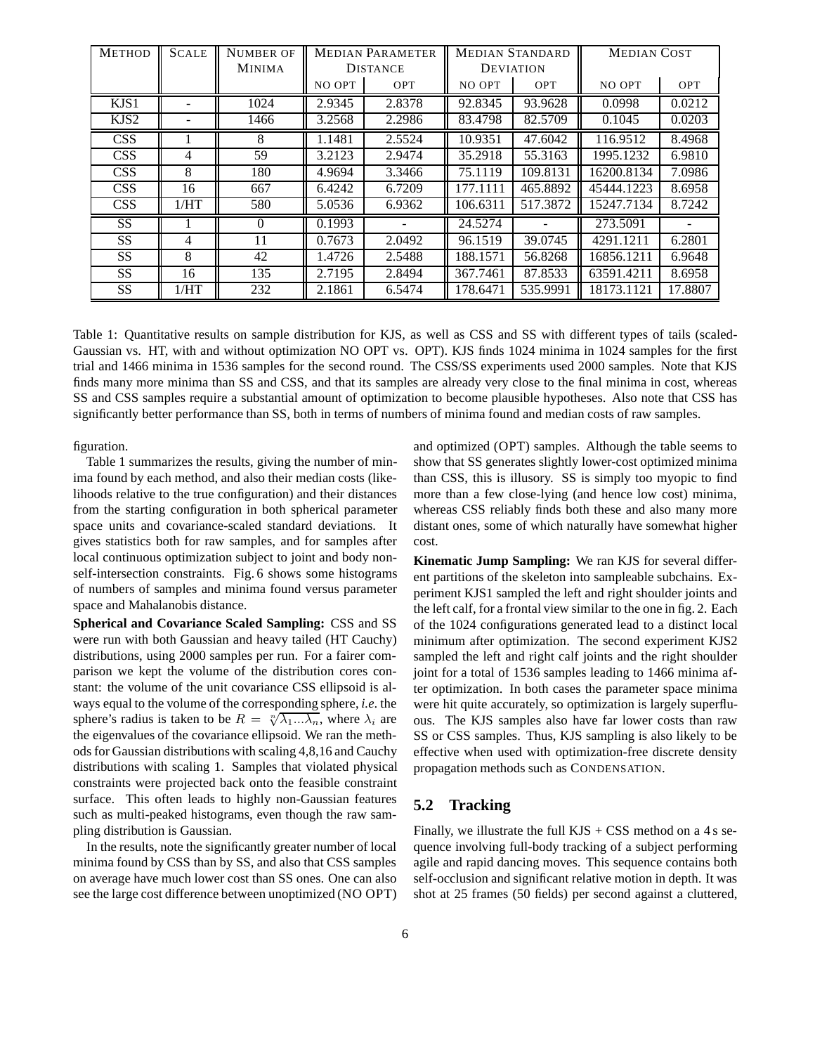| METHOD | SCALE | NUMBER OF MINIMA | MEDIAN PARAMETER DISTANCE | | MEDIAN STANDARD DEVIATION | | MEDIAN COST | |
|---|---|---|---|---|---|---|---|---|
| | | | NO OPT | OPT | NO OPT | OPT | NO OPT | OPT |
| KJS1 | - | 1024 | 2.9345 | 2.8378 | 92.8345 | 93.9628 | 0.0998 | 0.0212 |
| KJS2 | - | 1466 | 3.2568 | 2.2986 | 83.4798 | 82.5709 | 0.1045 | 0.0203 |
| CSS | 1 | 8 | 1.1481 | 2.5524 | 10.9351 | 47.6042 | 116.9512 | 8.4968 |
| CSS | 4 | 59 | 3.2123 | 2.9474 | 35.2918 | 55.3163 | 1995.1232 | 6.9810 |
| CSS | 8 | 180 | 4.9694 | 3.3466 | 75.1119 | 109.8131 | 16200.8134 | 7.0986 |
| CSS | 16 | 667 | 6.4242 | 6.7209 | 177.1111 | 465.8892 | 45444.1223 | 8.6958 |
| CSS | 1/HT | 580 | 5.0536 | 6.9362 | 106.6311 | 517.3872 | 15247.7134 | 8.7242 |
| SS | 1 | 0 | 0.1993 | - | 24.5274 | - | 273.5091 | - |
| SS | 4 | 11 | 0.7673 | 2.0492 | 96.1519 | 39.0745 | 4291.1211 | 6.2801 |
| SS | 8 | 42 | 1.4726 | 2.5488 | 188.1571 | 56.8268 | 16856.1211 | 6.9648 |
| SS | 16 | 135 | 2.7195 | 2.8494 | 367.7461 | 87.8533 | 63591.4211 | 8.6958 |
| SS | 1/HT | 232 | 2.1861 | 6.5474 | 178.6471 | 535.9991 | 18173.1121 | 17.8807 |

Table 1: Quantitative results on sample distribution for KJS, as well as CSS and SS with different types of tails (scaled-Gaussian vs. HT, with and without optimization NO OPT vs. OPT). KJS finds 1024 minima in 1024 samples for the first trial and 1466 minima in 1536 samples for the second round. The CSS/SS experiments used 2000 samples. Note that KJS finds many more minima than SS and CSS, and that its samples are already very close to the final minima in cost, whereas SS and CSS samples require a substantial amount of optimization to become plausible hypotheses. Also note that CSS has significantly better performance than SS, both in terms of numbers of minima found and median costs of raw samples.

figuration.

Table 1 summarizes the results, giving the number of minima found by each method, and also their median costs (likelihoods relative to the true configuration) and their distances from the starting configuration in both spherical parameter space units and covariance-scaled standard deviations. It gives statistics both for raw samples, and for samples after local continuous optimization subject to joint and body non-self-intersection constraints. Fig. 6 shows some histograms of numbers of samples and minima found versus parameter space and Mahalanobis distance.

**Spherical and Covariance Scaled Sampling:** CSS and SS were run with both Gaussian and heavy tailed (HT Cauchy) distributions, using 2000 samples per run. For a fairer comparison we kept the volume of the distribution cores constant: the volume of the unit covariance CSS ellipsoid is always equal to the volume of the corresponding sphere, *i.e.* the sphere's radius is taken to be $R = \sqrt[n]{\lambda_1 ... \lambda_n}$, where $\lambda_i$ are the eigenvalues of the covariance ellipsoid. We ran the methods for Gaussian distributions with scaling 4,8,16 and Cauchy distributions with scaling 1. Samples that violated physical constraints were projected back onto the feasible constraint surface. This often leads to highly non-Gaussian features such as multi-peaked histograms, even though the raw sampling distribution is Gaussian.

In the results, note the significantly greater number of local minima found by CSS than by SS, and also that CSS samples on average have much lower cost than SS ones. One can also see the large cost difference between unoptimized (NO OPT) and optimized (OPT) samples. Although the table seems to show that SS generates slightly lower-cost optimized minima than CSS, this is illusory. SS is simply too myopic to find more than a few close-lying (and hence low cost) minima, whereas CSS reliably finds both these and also many more distant ones, some of which naturally have somewhat higher cost.

**Kinematic Jump Sampling:** We ran KJS for several different partitions of the skeleton into sampleable subchains. Experiment KJS1 sampled the left and right shoulder joints and the left calf, for a frontal view similar to the one in fig. 2. Each of the 1024 configurations generated lead to a distinct local minimum after optimization. The second experiment KJS2 sampled the left and right calf joints and the right shoulder joint for a total of 1536 samples leading to 1466 minima after optimization. In both cases the parameter space minima were hit quite accurately, so optimization is largely superfluous. The KJS samples also have far lower costs than raw SS or CSS samples. Thus, KJS sampling is also likely to be effective when used with optimization-free discrete density propagation methods such as CONDENSATION.

## 5.2 Tracking

Finally, we illustrate the full KJS + CSS method on a 4 s sequence involving full-body tracking of a subject performing agile and rapid dancing moves. This sequence contains both self-occlusion and significant relative motion in depth. It was shot at 25 frames (50 fields) per second against a cluttered,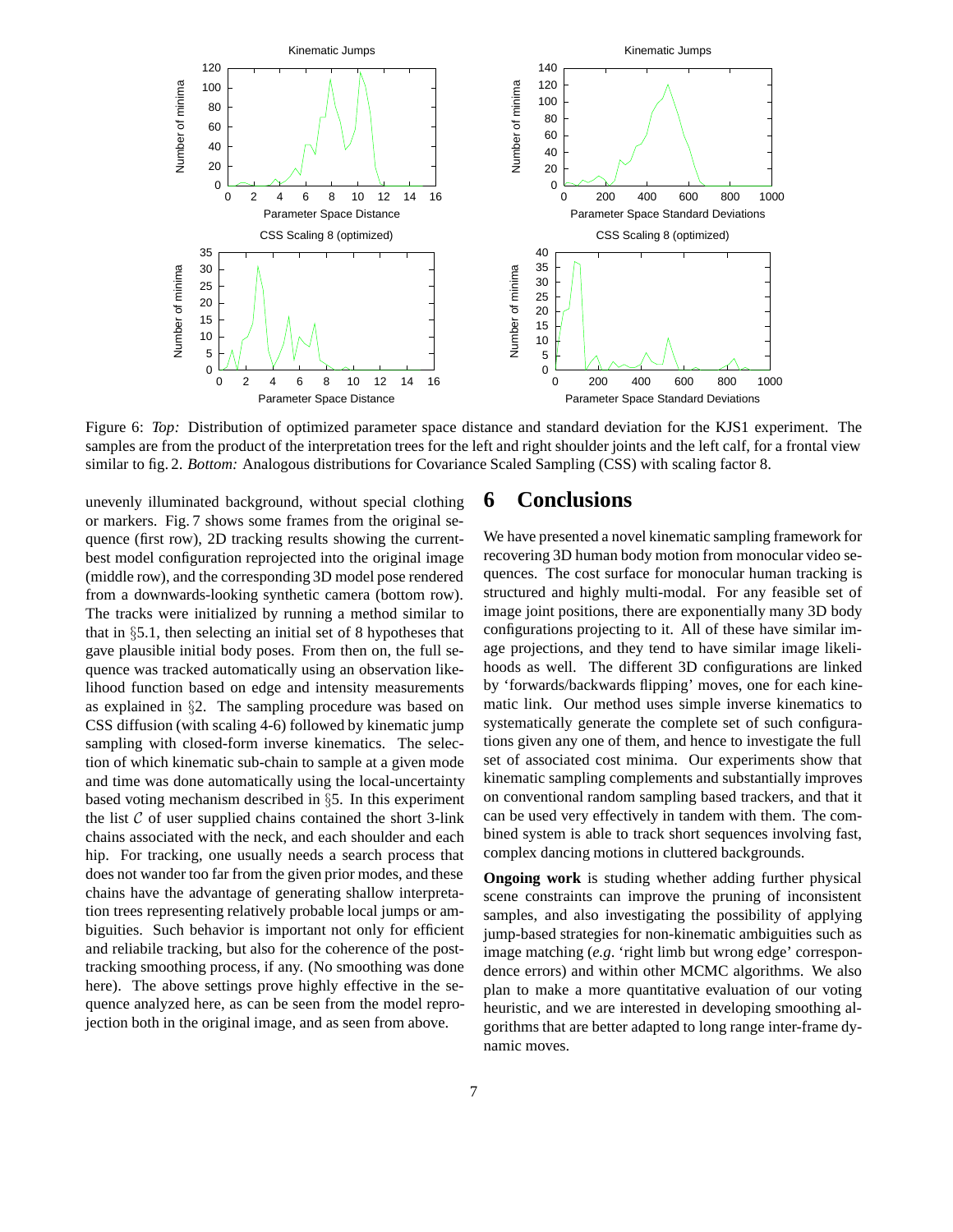Figure 6: *Top:* Distribution of optimized parameter space distance and standard deviation for the KJS1 experiment. The samples are from the product of the interpretation trees for the left and right shoulder joints and the left calf, for a frontal view similar to fig. 2. *Bottom:* Analogous distributions for Covariance Scaled Sampling (CSS) with scaling factor 8.

unevenly illuminated background, without special clothing or markers. Fig. 7 shows some frames from the original sequence (first row), 2D tracking results showing the current-best model configuration reprojected into the original image (middle row), and the corresponding 3D model pose rendered from a downwards-looking synthetic camera (bottom row). The tracks were initialized by running a method similar to that in §5.1, then selecting an initial set of 8 hypotheses that gave plausible initial body poses. From then on, the full sequence was tracked automatically using an observation likelihood function based on edge and intensity measurements as explained in §2. The sampling procedure was based on CSS diffusion (with scaling 4-6) followed by kinematic jump sampling with closed-form inverse kinematics. The selection of which kinematic sub-chain to sample at a given mode and time was done automatically using the local-uncertainty based voting mechanism described in §5. In this experiment the list $\mathcal{C}$ of user supplied chains contained the short 3-link chains associated with the neck, and each shoulder and each hip. For tracking, one usually needs a search process that does not wander too far from the given prior modes, and these chains have the advantage of generating shallow interpretation trees representing relatively probable local jumps or ambiguities. Such behavior is important not only for efficient and reliabile tracking, but also for the coherence of the post-tracking smoothing process, if any. (No smoothing was done here). The above settings prove highly effective in the sequence analyzed here, as can be seen from the model reprojection both in the original image, and as seen from above.

# 6 Conclusions

We have presented a novel kinematic sampling framework for recovering 3D human body motion from monocular video sequences. The cost surface for monocular human tracking is structured and highly multi-modal. For any feasible set of image joint positions, there are exponentially many 3D body configurations projecting to it. All of these have similar image projections, and they tend to have similar image likelihoods as well. The different 3D configurations are linked by 'forwards/backwards flipping' moves, one for each kinematic link. Our method uses simple inverse kinematics to systematically generate the complete set of such configurations given any one of them, and hence to investigate the full set of associated cost minima. Our experiments show that kinematic sampling complements and substantially improves on conventional random sampling based trackers, and that it can be used very effectively in tandem with them. The combined system is able to track short sequences involving fast, complex dancing motions in cluttered backgrounds.

**Ongoing work** is studing whether adding further physical scene constraints can improve the pruning of inconsistent samples, and also investigating the possibility of applying jump-based strategies for non-kinematic ambiguities such as image matching (*e.g.* 'right limb but wrong edge' correspondence errors) and within other MCMC algorithms. We also plan to make a more quantitative evaluation of our voting heuristic, and we are interested in developing smoothing algorithms that are better adapted to long range inter-frame dynamic moves.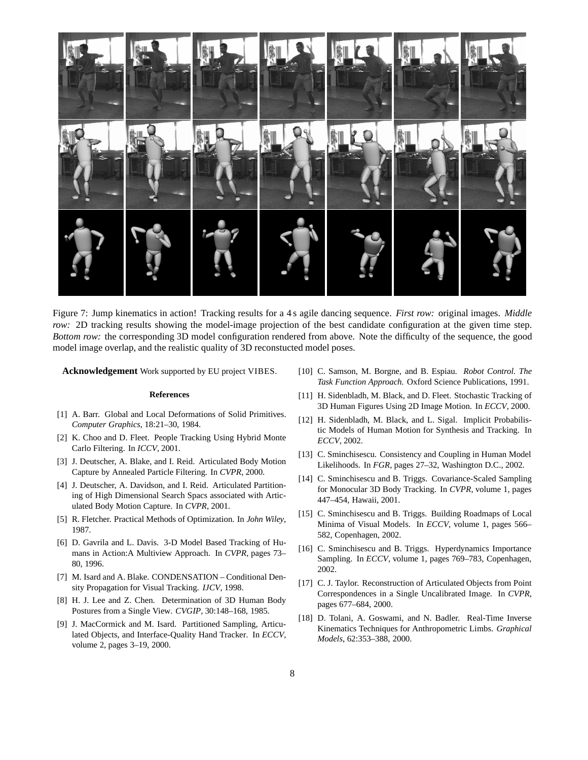Figure 7: Jump kinematics in action! Tracking results for a 4 s agile dancing sequence. *First row:* original images. *Middle row:* 2D tracking results showing the model-image projection of the best candidate configuration at the given time step. *Bottom row:* the corresponding 3D model configuration rendered from above. Note the difficulty of the sequence, the good model image overlap, and the realistic quality of 3D reconsctucted model poses.

**Acknowledgement** Work supported by EU project VIBES.

## References

[1] A. Barr. Global and Local Deformations of Solid Primitives. *Computer Graphics*, 18:21–30, 1984.

[2] K. Choo and D. Fleet. People Tracking Using Hybrid Monte Carlo Filtering. In *ICCV*, 2001.

[3] J. Deutscher, A. Blake, and I. Reid. Articulated Body Motion Capture by Annealed Particle Filtering. In *CVPR*, 2000.

[4] J. Deutscher, A. Davidson, and I. Reid. Articulated Partitioning of High Dimensional Search Spacs associated with Articulated Body Motion Capture. In *CVPR*, 2001.

[5] R. Fletcher. Practical Methods of Optimization. In *John Wiley*, 1987.

[6] D. Gavrila and L. Davis. 3-D Model Based Tracking of Humans in Action:A Multiview Approach. In *CVPR*, pages 73–80, 1996.

[7] M. Isard and A. Blake. CONDENSATION – Conditional Density Propagation for Visual Tracking. *IJCV*, 1998.

[8] H. J. Lee and Z. Chen. Determination of 3D Human Body Postures from a Single View. *CVGIP*, 30:148–168, 1985.

[9] J. MacCormick and M. Isard. Partitioned Sampling, Articulated Objects, and Interface-Quality Hand Tracker. In *ECCV*, volume 2, pages 3–19, 2000.

[10] C. Samson, M. Borgne, and B. Espiau. *Robot Control. The Task Function Approach.* Oxford Science Publications, 1991.

[11] H. Sidenbladh, M. Black, and D. Fleet. Stochastic Tracking of 3D Human Figures Using 2D Image Motion. In *ECCV*, 2000.

[12] H. Sidenbladh, M. Black, and L. Sigal. Implicit Probabilistic Models of Human Motion for Synthesis and Tracking. In *ECCV*, 2002.

[13] C. Sminchisescu. Consistency and Coupling in Human Model Likelihoods. In *FGR*, pages 27–32, Washington D.C., 2002.

[14] C. Sminchisescu and B. Triggs. Covariance-Scaled Sampling for Monocular 3D Body Tracking. In *CVPR*, volume 1, pages 447–454, Hawaii, 2001.

[15] C. Sminchisescu and B. Triggs. Building Roadmaps of Local Minima of Visual Models. In *ECCV*, volume 1, pages 566–582, Copenhagen, 2002.

[16] C. Sminchisescu and B. Triggs. Hyperdynamics Importance Sampling. In *ECCV*, volume 1, pages 769–783, Copenhagen, 2002.

[17] C. J. Taylor. Reconstruction of Articulated Objects from Point Correspondences in a Single Uncalibrated Image. In *CVPR*, pages 677–684, 2000.

[18] D. Tolani, A. Goswami, and N. Badler. Real-Time Inverse Kinematics Techniques for Anthropometric Limbs. *Graphical Models*, 62:353–388, 2000.